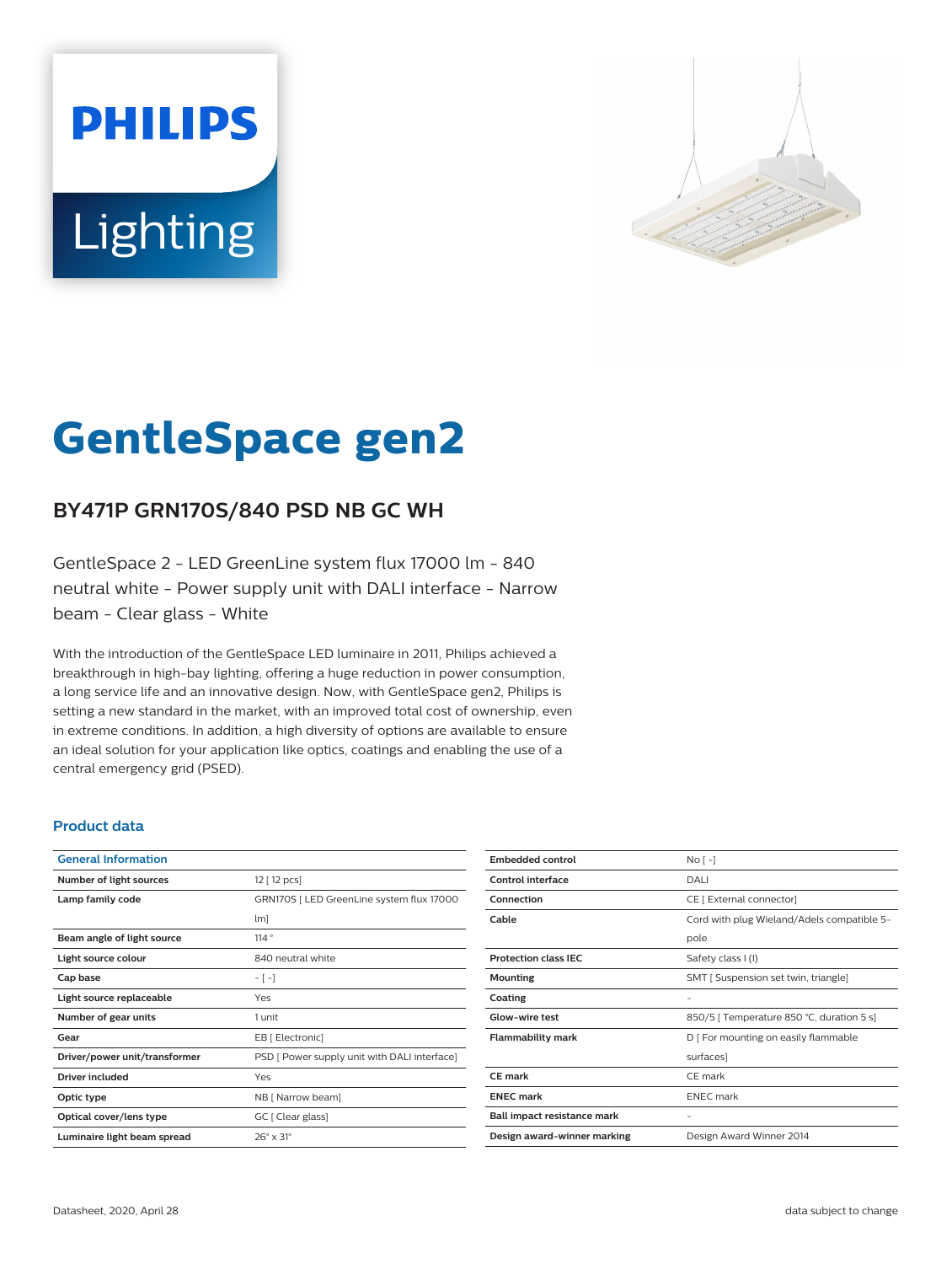# GentleSpace gen2

## BY471P GRN170S/840 PSD NB GC WH

GentleSpace 2 - LED GreenLine system flux 17000 lm - 840 neutral white - Power supply unit with DALI interface - Narrow beam - Clear glass - White

With the introduction of the GentleSpace LED luminaire in 2011, Philips achieved a breakthrough in high-bay lighting, offering a huge reduction in power consumption, a long service life and an innovative design. Now, with GentleSpace gen2, Philips is setting a new standard in the market, with an improved total cost of ownership, even in extreme conditions. In addition, a high diversity of options are available to ensure an ideal solution for your application like optics, coatings and enabling the use of a central emergency grid (PSED).

### Product data

| General Information | |
|---|---|
| Number of light sources | 12 [ 12 pcs] |
| Lamp family code | GRN170S [ LED GreenLine system flux 17000 lm] |
| Beam angle of light source | 114 ° |
| Light source colour | 840 neutral white |
| Cap base | - [ -] |
| Light source replaceable | Yes |
| Number of gear units | 1 unit |
| Gear | EB [ Electronic] |
| Driver/power unit/transformer | PSD [ Power supply unit with DALI interface] |
| Driver included | Yes |
| Optic type | NB [ Narrow beam] |
| Optical cover/lens type | GC [ Clear glass] |
| Luminaire light beam spread | 26° x 31° |

| | |
|---|---|
| Embedded control | No [ -] |
| Control interface | DALI |
| Connection | CE [ External connector] |
| Cable | Cord with plug Wieland/Adels compatible 5-pole |
| Protection class IEC | Safety class I (I) |
| Mounting | SMT [ Suspension set twin, triangle] |
| Coating | - |
| Glow-wire test | 850/5 [ Temperature 850 °C, duration 5 s] |
| Flammability mark | D [ For mounting on easily flammable surfaces] |
| CE mark | CE mark |
| ENEC mark | ENEC mark |
| Ball impact resistance mark | - |
| Design award-winner marking | Design Award Winner 2014 |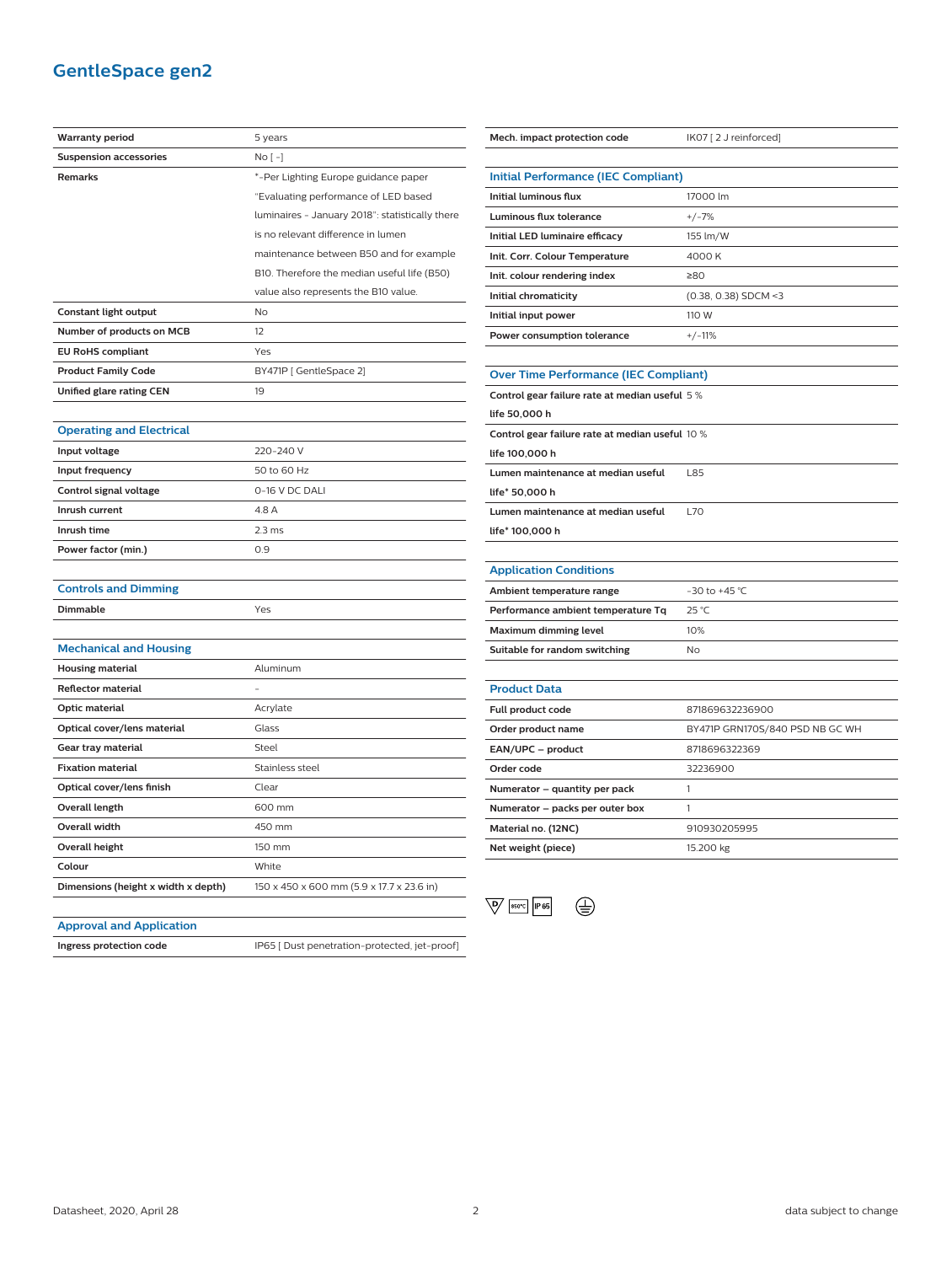# GentleSpace gen2

| | |
|---|---|
| Warranty period | 5 years |
| Suspension accessories | No [ - ] |
| Remarks | *-Per Lighting Europe guidance paper "Evaluating performance of LED based luminaires - January 2018": statistically there is no relevant difference in lumen maintenance between B50 and for example B10. Therefore the median useful life (B50) value also represents the B10 value. |
| Constant light output | No |
| Number of products on MCB | 12 |
| EU RoHS compliant | Yes |
| Product Family Code | BY471P [ GentleSpace 2] |
| Unified glare rating CEN | 19 |

## Operating and Electrical

| | |
|---|---|
| Input voltage | 220-240 V |
| Input frequency | 50 to 60 Hz |
| Control signal voltage | 0-16 V DC DALI |
| Inrush current | 4.8 A |
| Inrush time | 2.3 ms |
| Power factor (min.) | 0.9 |

## Controls and Dimming

| | |
|---|---|
| Dimmable | Yes |

## Mechanical and Housing

| | |
|---|---|
| Housing material | Aluminum |
| Reflector material | - |
| Optic material | Acrylate |
| Optical cover/lens material | Glass |
| Gear tray material | Steel |
| Fixation material | Stainless steel |
| Optical cover/lens finish | Clear |
| Overall length | 600 mm |
| Overall width | 450 mm |
| Overall height | 150 mm |
| Colour | White |
| Dimensions (height x width x depth) | 150 x 450 x 600 mm (5.9 x 17.7 x 23.6 in) |

## Approval and Application

| | |
|---|---|
| Ingress protection code | IP65 [ Dust penetration-protected, jet-proof] |
| Mech. impact protection code | IK07 [ 2 J reinforced] |

## Initial Performance (IEC Compliant)

| | |
|---|---|
| Initial luminous flux | 17000 lm |
| Luminous flux tolerance | +/-7% |
| Initial LED luminaire efficacy | 155 lm/W |
| Init. Corr. Colour Temperature | 4000 K |
| Init. colour rendering index | ≥80 |
| Initial chromaticity | (0.38, 0.38) SDCM <3 |
| Initial input power | 110 W |
| Power consumption tolerance | +/-11% |

## Over Time Performance (IEC Compliant)

| | |
|---|---|
| Control gear failure rate at median useful life 50,000 h | 5 % |
| Control gear failure rate at median useful life 100,000 h | 10 % |
| Lumen maintenance at median useful life* 50,000 h | L85 |
| Lumen maintenance at median useful life* 100,000 h | L70 |

## Application Conditions

| | |
|---|---|
| Ambient temperature range | -30 to +45 °C |
| Performance ambient temperature Tq | 25 °C |
| Maximum dimming level | 10% |
| Suitable for random switching | No |

## Product Data

| | |
|---|---|
| Full product code | 871869632236900 |
| Order product name | BY471P GRN170S/840 PSD NB GC WH |
| EAN/UPC – product | 8718696322369 |
| Order code | 32236900 |
| Numerator – quantity per pack | 1 |
| Numerator – packs per outer box | 1 |
| Material no. (12NC) | 910930205995 |
| Net weight (piece) | 15.200 kg |

Datasheet, 2020, April 28

data subject to change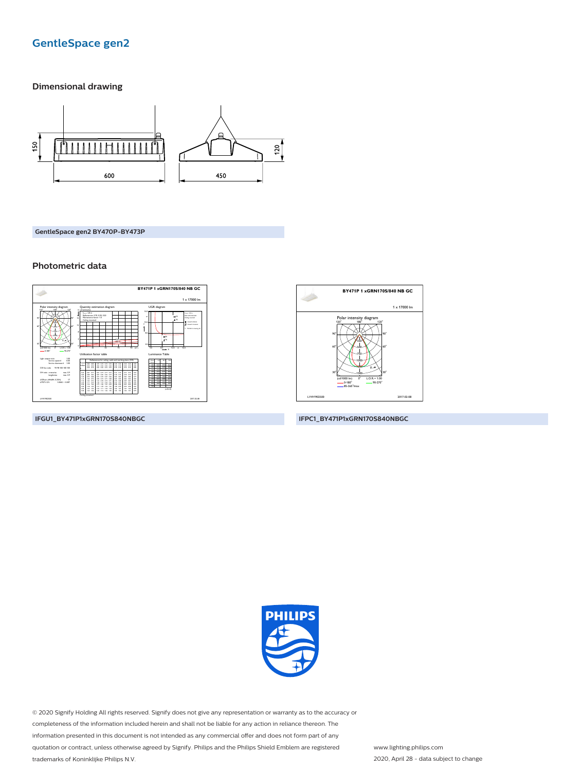## GentleSpace gen2

### Dimensional drawing

150

600

450

120

GentleSpace gen2 BY470P-BY473P

### Photometric data

BY471P 1 xGRN170S/840 NB GC

1 x 17000 lm

Polar intensity diagram

Quantity estimation diagram

UGR diagram

Utilisation factor table

Luminance Table

LVW1902500

2017-02-08

IFGU1_BY471P1xGRN170S840NBGC

BY471P 1 xGRN170S/840 NB GC

1 x 17000 lm

Polar intensity diagram

120° 180° 120°

90° 90°

60° 60°

30° 30°

250

500

750

1000

1500

(cd/1000 lm) 0° L.O.R.= 1.00

0-180°

90-270°

85-265°Imax

LVW1902500

2017-02-08

IFPC1_BY471P1xGRN170S840NBGC

© 2020 Signify Holding All rights reserved. Signify does not give any representation or warranty as to the accuracy or completeness of the information included herein and shall not be liable for any action in reliance thereon. The information presented in this document is not intended as any commercial offer and does not form part of any quotation or contract, unless otherwise agreed by Signify. Philips and the Philips Shield Emblem are registered trademarks of Koninklijke Philips N.V.

www.lighting.philips.com

2020, April 28 - data subject to change